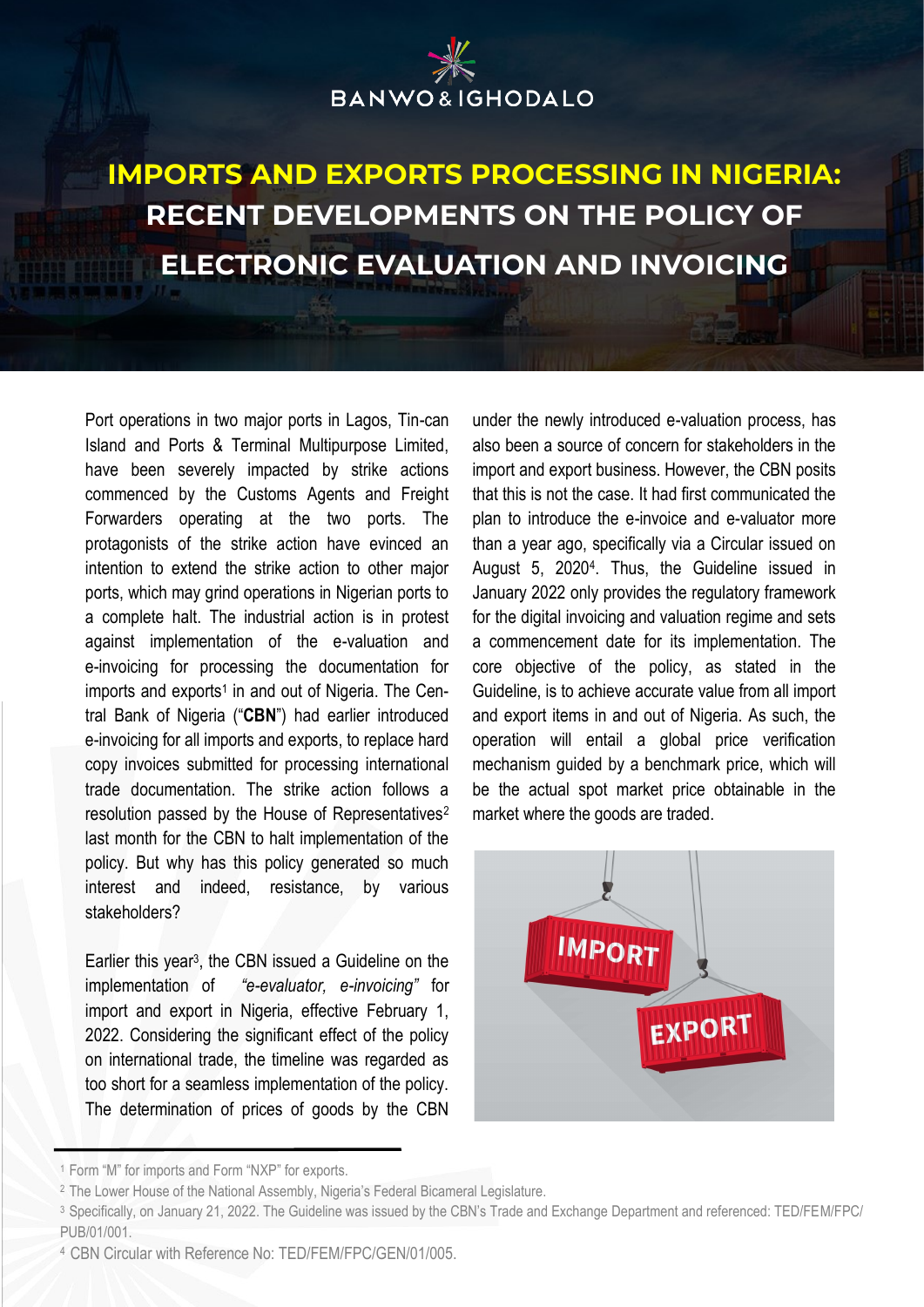BANWO & IGHODALO

# IMPORTS AND EXPORTS PROCESSING IN NIGERIA: RECENT DEVELOPMENTS ON THE POLICY OF ELECTRONIC EVALUATION AND INVOICING

Port operations in two major ports in Lagos, Tin-can Island and Ports & Terminal Multipurpose Limited, have been severely impacted by strike actions commenced by the Customs Agents and Freight Forwarders operating at the two ports. The protagonists of the strike action have evinced an intention to extend the strike action to other major ports, which may grind operations in Nigerian ports to a complete halt. The industrial action is in protest against implementation of the e-valuation and e-invoicing for processing the documentation for imports and exports[1] in and out of Nigeria. The Central Bank of Nigeria ("**CBN**") had earlier introduced e-invoicing for all imports and exports, to replace hard copy invoices submitted for processing international trade documentation. The strike action follows a resolution passed by the House of Representatives[2] last month for the CBN to halt implementation of the policy. But why has this policy generated so much interest and indeed, resistance, by various stakeholders?

Earlier this year[3], the CBN issued a Guideline on the implementation of *"e-evaluator, e-invoicing"* for import and export in Nigeria, effective February 1, 2022. Considering the significant effect of the policy on international trade, the timeline was regarded as too short for a seamless implementation of the policy. The determination of prices of goods by the CBN under the newly introduced e-valuation process, has also been a source of concern for stakeholders in the import and export business. However, the CBN posits that this is not the case. It had first communicated the plan to introduce the e-invoice and e-valuator more than a year ago, specifically via a Circular issued on August 5, 2020[4]. Thus, the Guideline issued in January 2022 only provides the regulatory framework for the digital invoicing and valuation regime and sets a commencement date for its implementation. The core objective of the policy, as stated in the Guideline, is to achieve accurate value from all import and export items in and out of Nigeria. As such, the operation will entail a global price verification mechanism guided by a benchmark price, which will be the actual spot market price obtainable in the market where the goods are traded.

---

[1] Form "M" for imports and Form "NXP" for exports.

[2] The Lower House of the National Assembly, Nigeria's Federal Bicameral Legislature.

[3] Specifically, on January 21, 2022. The Guideline was issued by the CBN's Trade and Exchange Department and referenced: TED/FEM/FPC/PUB/01/001.

[4] CBN Circular with Reference No: TED/FEM/FPC/GEN/01/005.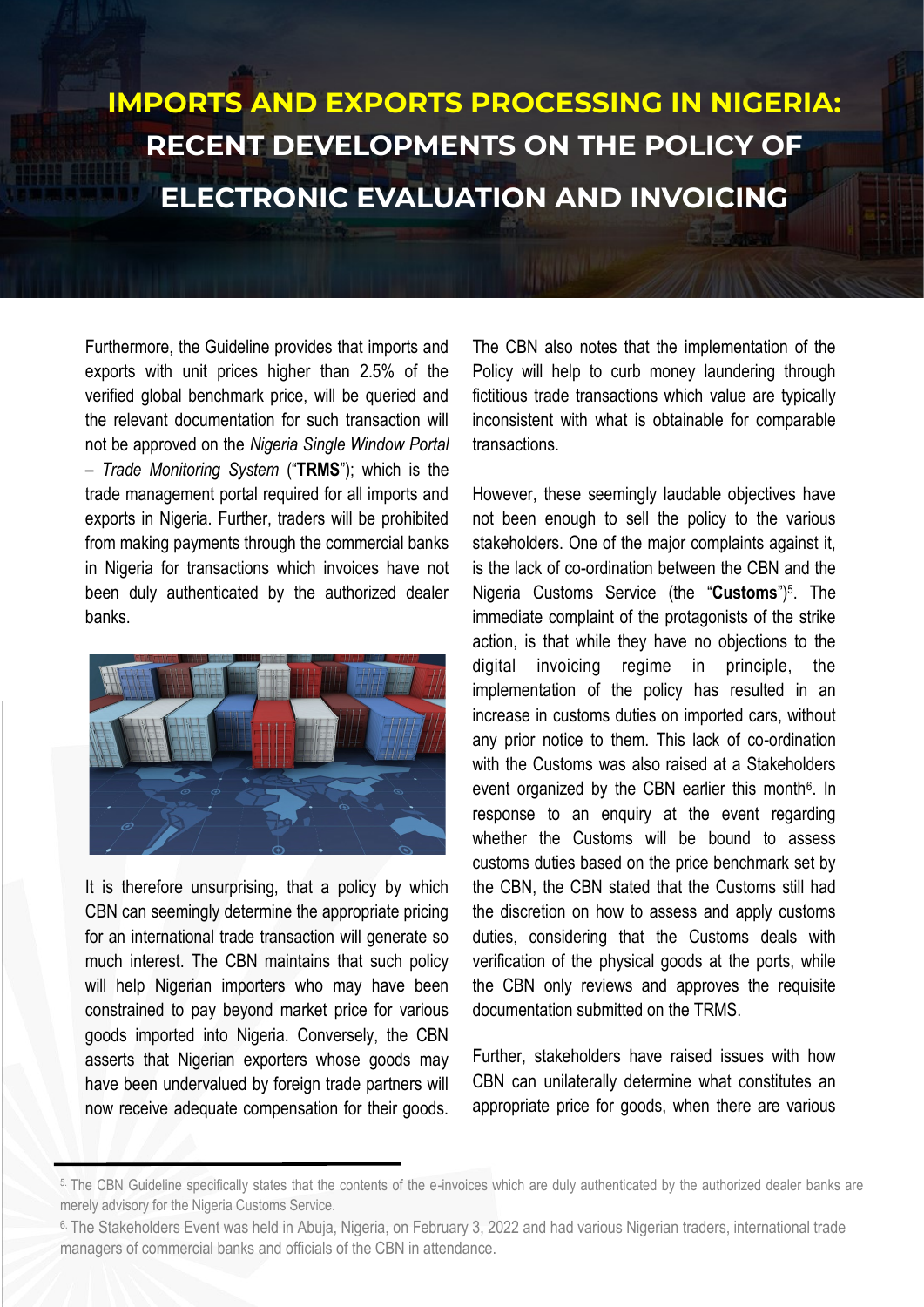# IMPORTS AND EXPORTS PROCESSING IN NIGERIA: RECENT DEVELOPMENTS ON THE POLICY OF ELECTRONIC EVALUATION AND INVOICING

Furthermore, the Guideline provides that imports and exports with unit prices higher than 2.5% of the verified global benchmark price, will be queried and the relevant documentation for such transaction will not be approved on the *Nigeria Single Window Portal – Trade Monitoring System* ("**TRMS**"); which is the trade management portal required for all imports and exports in Nigeria. Further, traders will be prohibited from making payments through the commercial banks in Nigeria for transactions which invoices have not been duly authenticated by the authorized dealer banks.

It is therefore unsurprising, that a policy by which CBN can seemingly determine the appropriate pricing for an international trade transaction will generate so much interest. The CBN maintains that such policy will help Nigerian importers who may have been constrained to pay beyond market price for various goods imported into Nigeria. Conversely, the CBN asserts that Nigerian exporters whose goods may have been undervalued by foreign trade partners will now receive adequate compensation for their goods.

The CBN also notes that the implementation of the Policy will help to curb money laundering through fictitious trade transactions which value are typically inconsistent with what is obtainable for comparable transactions.

However, these seemingly laudable objectives have not been enough to sell the policy to the various stakeholders. One of the major complaints against it, is the lack of co-ordination between the CBN and the Nigeria Customs Service (the "**Customs**")[5]. The immediate complaint of the protagonists of the strike action, is that while they have no objections to the digital invoicing regime in principle, the implementation of the policy has resulted in an increase in customs duties on imported cars, without any prior notice to them. This lack of co-ordination with the Customs was also raised at a Stakeholders event organized by the CBN earlier this month[6]. In response to an enquiry at the event regarding whether the Customs will be bound to assess customs duties based on the price benchmark set by the CBN, the CBN stated that the Customs still had the discretion on how to assess and apply customs duties, considering that the Customs deals with verification of the physical goods at the ports, while the CBN only reviews and approves the requisite documentation submitted on the TRMS.

Further, stakeholders have raised issues with how CBN can unilaterally determine what constitutes an appropriate price for goods, when there are various

---

[5] The CBN Guideline specifically states that the contents of the e-invoices which are duly authenticated by the authorized dealer banks are merely advisory for the Nigeria Customs Service.

[6] The Stakeholders Event was held in Abuja, Nigeria, on February 3, 2022 and had various Nigerian traders, international trade managers of commercial banks and officials of the CBN in attendance.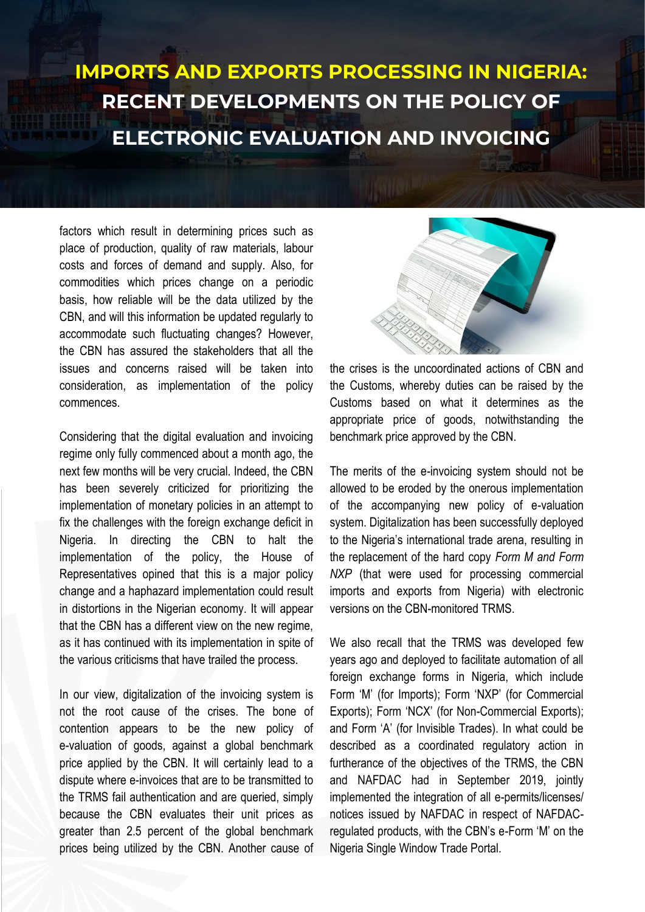# IMPORTS AND EXPORTS PROCESSING IN NIGERIA: RECENT DEVELOPMENTS ON THE POLICY OF ELECTRONIC EVALUATION AND INVOICING

factors which result in determining prices such as place of production, quality of raw materials, labour costs and forces of demand and supply. Also, for commodities which prices change on a periodic basis, how reliable will be the data utilized by the CBN, and will this information be updated regularly to accommodate such fluctuating changes? However, the CBN has assured the stakeholders that all the issues and concerns raised will be taken into consideration, as implementation of the policy commences.

Considering that the digital evaluation and invoicing regime only fully commenced about a month ago, the next few months will be very crucial. Indeed, the CBN has been severely criticized for prioritizing the implementation of monetary policies in an attempt to fix the challenges with the foreign exchange deficit in Nigeria. In directing the CBN to halt the implementation of the policy, the House of Representatives opined that this is a major policy change and a haphazard implementation could result in distortions in the Nigerian economy. It will appear that the CBN has a different view on the new regime, as it has continued with its implementation in spite of the various criticisms that have trailed the process.

In our view, digitalization of the invoicing system is not the root cause of the crises. The bone of contention appears to be the new policy of e-valuation of goods, against a global benchmark price applied by the CBN. It will certainly lead to a dispute where e-invoices that are to be transmitted to the TRMS fail authentication and are queried, simply because the CBN evaluates their unit prices as greater than 2.5 percent of the global benchmark prices being utilized by the CBN. Another cause of the crises is the uncoordinated actions of CBN and the Customs, whereby duties can be raised by the Customs based on what it determines as the appropriate price of goods, notwithstanding the benchmark price approved by the CBN.

The merits of the e-invoicing system should not be allowed to be eroded by the onerous implementation of the accompanying new policy of e-valuation system. Digitalization has been successfully deployed to the Nigeria's international trade arena, resulting in the replacement of the hard copy *Form M and Form NXP* (that were used for processing commercial imports and exports from Nigeria) with electronic versions on the CBN-monitored TRMS.

We also recall that the TRMS was developed few years ago and deployed to facilitate automation of all foreign exchange forms in Nigeria, which include Form 'M' (for Imports); Form 'NXP' (for Commercial Exports); Form 'NCX' (for Non-Commercial Exports); and Form 'A' (for Invisible Trades). In what could be described as a coordinated regulatory action in furtherance of the objectives of the TRMS, the CBN and NAFDAC had in September 2019, jointly implemented the integration of all e-permits/licenses/ notices issued by NAFDAC in respect of NAFDAC-regulated products, with the CBN's e-Form 'M' on the Nigeria Single Window Trade Portal.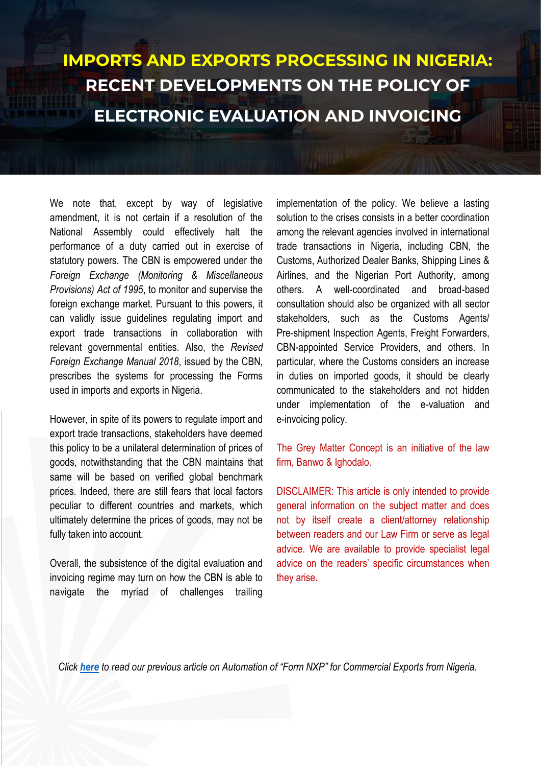# IMPORTS AND EXPORTS PROCESSING IN NIGERIA: RECENT DEVELOPMENTS ON THE POLICY OF ELECTRONIC EVALUATION AND INVOICING

We note that, except by way of legislative amendment, it is not certain if a resolution of the National Assembly could effectively halt the performance of a duty carried out in exercise of statutory powers. The CBN is empowered under the *Foreign Exchange (Monitoring & Miscellaneous Provisions) Act of 1995*, to monitor and supervise the foreign exchange market. Pursuant to this powers, it can validly issue guidelines regulating import and export trade transactions in collaboration with relevant governmental entities. Also, the *Revised Foreign Exchange Manual 2018*, issued by the CBN, prescribes the systems for processing the Forms used in imports and exports in Nigeria.

However, in spite of its powers to regulate import and export trade transactions, stakeholders have deemed this policy to be a unilateral determination of prices of goods, notwithstanding that the CBN maintains that same will be based on verified global benchmark prices. Indeed, there are still fears that local factors peculiar to different countries and markets, which ultimately determine the prices of goods, may not be fully taken into account.

Overall, the subsistence of the digital evaluation and invoicing regime may turn on how the CBN is able to navigate the myriad of challenges trailing implementation of the policy. We believe a lasting solution to the crises consists in a better coordination among the relevant agencies involved in international trade transactions in Nigeria, including CBN, the Customs, Authorized Dealer Banks, Shipping Lines & Airlines, and the Nigerian Port Authority, among others. A well-coordinated and broad-based consultation should also be organized with all sector stakeholders, such as the Customs Agents/ Pre-shipment Inspection Agents, Freight Forwarders, CBN-appointed Service Providers, and others. In particular, where the Customs considers an increase in duties on imported goods, it should be clearly communicated to the stakeholders and not hidden under implementation of the e-valuation and e-invoicing policy.

The Grey Matter Concept is an initiative of the law firm, Banwo & Ighodalo.

DISCLAIMER: This article is only intended to provide general information on the subject matter and does not by itself create a client/attorney relationship between readers and our Law Firm or serve as legal advice. We are available to provide specialist legal advice on the readers' specific circumstances when they arise.

*Click **here** to read our previous article on Automation of "Form NXP" for Commercial Exports from Nigeria.*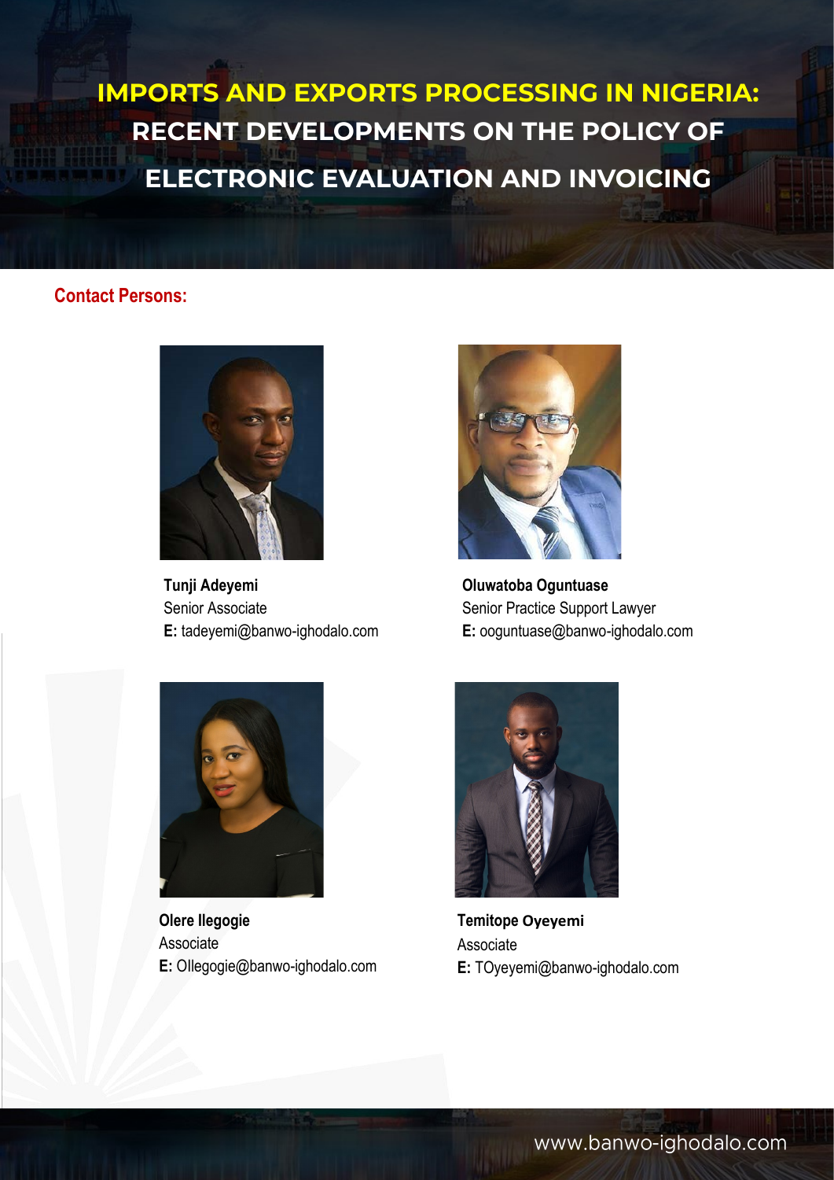# IMPORTS AND EXPORTS PROCESSING IN NIGERIA: RECENT DEVELOPMENTS ON THE POLICY OF ELECTRONIC EVALUATION AND INVOICING

**Contact Persons:**

**Tunji Adeyemi**
Senior Associate
**E:** tadeyemi@banwo-ighodalo.com

**Oluwatoba Oguntuase**
Senior Practice Support Lawyer
**E:** ooguntuase@banwo-ighodalo.com

**Olere Ilegogie**
Associate
**E:** Ollegogie@banwo-ighodalo.com

**Temitope Oyeyemi**
Associate
**E:** TOyeyemi@banwo-ighodalo.com

www.banwo-ighodalo.com